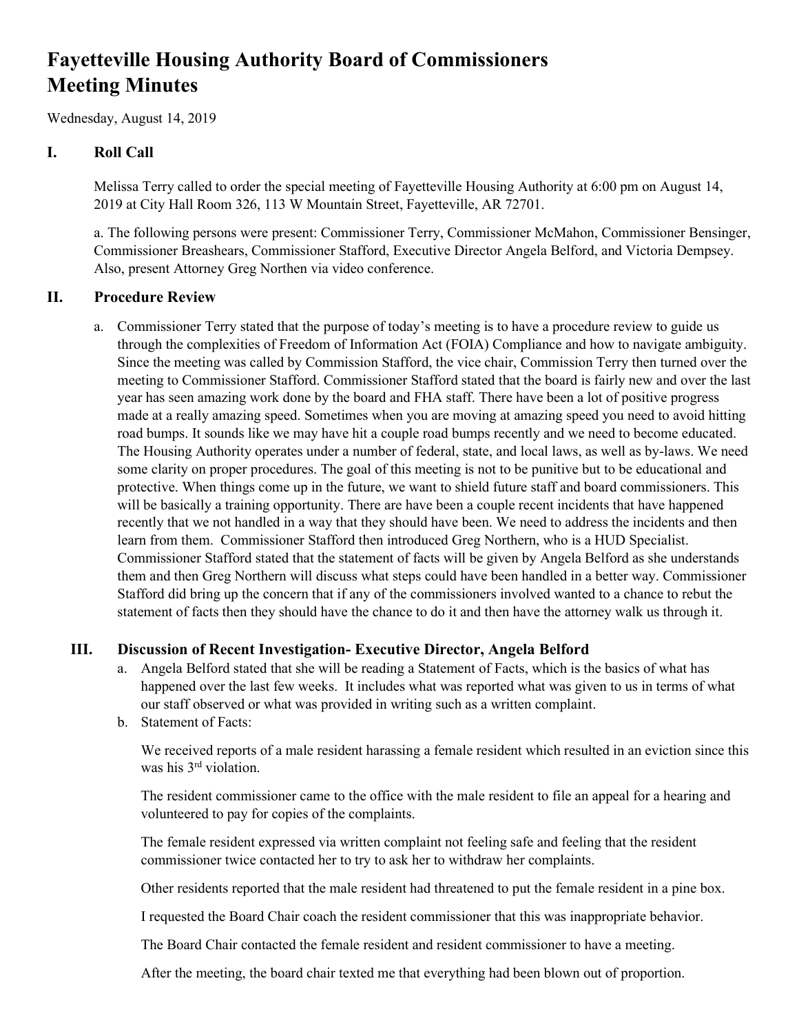# Fayetteville Housing Authority Board of Commissioners Meeting Minutes

Wednesday, August 14, 2019

## I. Roll Call

Melissa Terry called to order the special meeting of Fayetteville Housing Authority at 6:00 pm on August 14, 2019 at City Hall Room 326, 113 W Mountain Street, Fayetteville, AR 72701.

a. The following persons were present: Commissioner Terry, Commissioner McMahon, Commissioner Bensinger, Commissioner Breashears, Commissioner Stafford, Executive Director Angela Belford, and Victoria Dempsey. Also, present Attorney Greg Northen via video conference.

## II. Procedure Review

a. Commissioner Terry stated that the purpose of today's meeting is to have a procedure review to guide us through the complexities of Freedom of Information Act (FOIA) Compliance and how to navigate ambiguity. Since the meeting was called by Commission Stafford, the vice chair, Commission Terry then turned over the meeting to Commissioner Stafford. Commissioner Stafford stated that the board is fairly new and over the last year has seen amazing work done by the board and FHA staff. There have been a lot of positive progress made at a really amazing speed. Sometimes when you are moving at amazing speed you need to avoid hitting road bumps. It sounds like we may have hit a couple road bumps recently and we need to become educated. The Housing Authority operates under a number of federal, state, and local laws, as well as by-laws. We need some clarity on proper procedures. The goal of this meeting is not to be punitive but to be educational and protective. When things come up in the future, we want to shield future staff and board commissioners. This will be basically a training opportunity. There are have been a couple recent incidents that have happened recently that we not handled in a way that they should have been. We need to address the incidents and then learn from them. Commissioner Stafford then introduced Greg Northern, who is a HUD Specialist. Commissioner Stafford stated that the statement of facts will be given by Angela Belford as she understands them and then Greg Northern will discuss what steps could have been handled in a better way. Commissioner Stafford did bring up the concern that if any of the commissioners involved wanted to a chance to rebut the statement of facts then they should have the chance to do it and then have the attorney walk us through it.

## III. Discussion of Recent Investigation- Executive Director, Angela Belford

a. Angela Belford stated that she will be reading a Statement of Facts, which is the basics of what has happened over the last few weeks. It includes what was reported what was given to us in terms of what our staff observed or what was provided in writing such as a written complaint.

b. Statement of Facts:

We received reports of a male resident harassing a female resident which resulted in an eviction since this was his 3rd violation.

The resident commissioner came to the office with the male resident to file an appeal for a hearing and volunteered to pay for copies of the complaints.

The female resident expressed via written complaint not feeling safe and feeling that the resident commissioner twice contacted her to try to ask her to withdraw her complaints.

Other residents reported that the male resident had threatened to put the female resident in a pine box.

I requested the Board Chair coach the resident commissioner that this was inappropriate behavior.

The Board Chair contacted the female resident and resident commissioner to have a meeting.

After the meeting, the board chair texted me that everything had been blown out of proportion.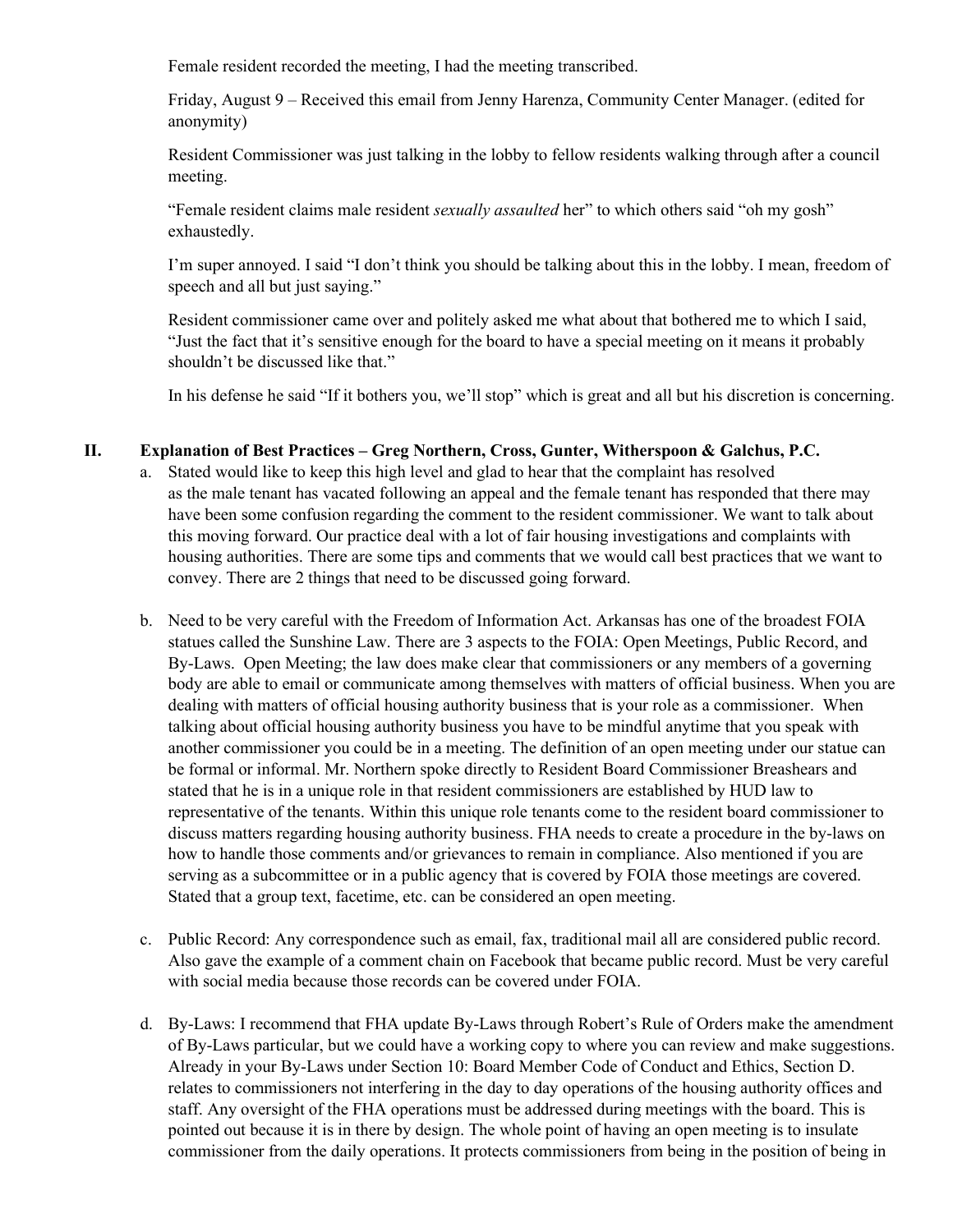Female resident recorded the meeting, I had the meeting transcribed.

Friday, August 9 – Received this email from Jenny Harenza, Community Center Manager. (edited for anonymity)

Resident Commissioner was just talking in the lobby to fellow residents walking through after a council meeting.

"Female resident claims male resident *sexually assaulted* her" to which others said "oh my gosh" exhaustedly.

I'm super annoyed. I said "I don't think you should be talking about this in the lobby. I mean, freedom of speech and all but just saying."

Resident commissioner came over and politely asked me what about that bothered me to which I said, "Just the fact that it's sensitive enough for the board to have a special meeting on it means it probably shouldn't be discussed like that."

In his defense he said "If it bothers you, we'll stop" which is great and all but his discretion is concerning.

## II. Explanation of Best Practices – Greg Northern, Cross, Gunter, Witherspoon & Galchus, P.C.

a. Stated would like to keep this high level and glad to hear that the complaint has resolved as the male tenant has vacated following an appeal and the female tenant has responded that there may have been some confusion regarding the comment to the resident commissioner. We want to talk about this moving forward. Our practice deal with a lot of fair housing investigations and complaints with housing authorities. There are some tips and comments that we would call best practices that we want to convey. There are 2 things that need to be discussed going forward.

b. Need to be very careful with the Freedom of Information Act. Arkansas has one of the broadest FOIA statues called the Sunshine Law. There are 3 aspects to the FOIA: Open Meetings, Public Record, and By-Laws. Open Meeting; the law does make clear that commissioners or any members of a governing body are able to email or communicate among themselves with matters of official business. When you are dealing with matters of official housing authority business that is your role as a commissioner. When talking about official housing authority business you have to be mindful anytime that you speak with another commissioner you could be in a meeting. The definition of an open meeting under our statue can be formal or informal. Mr. Northern spoke directly to Resident Board Commissioner Breashears and stated that he is in a unique role in that resident commissioners are established by HUD law to representative of the tenants. Within this unique role tenants come to the resident board commissioner to discuss matters regarding housing authority business. FHA needs to create a procedure in the by-laws on how to handle those comments and/or grievances to remain in compliance. Also mentioned if you are serving as a subcommittee or in a public agency that is covered by FOIA those meetings are covered. Stated that a group text, facetime, etc. can be considered an open meeting.

c. Public Record: Any correspondence such as email, fax, traditional mail all are considered public record. Also gave the example of a comment chain on Facebook that became public record. Must be very careful with social media because those records can be covered under FOIA.

d. By-Laws: I recommend that FHA update By-Laws through Robert's Rule of Orders make the amendment of By-Laws particular, but we could have a working copy to where you can review and make suggestions. Already in your By-Laws under Section 10: Board Member Code of Conduct and Ethics, Section D. relates to commissioners not interfering in the day to day operations of the housing authority offices and staff. Any oversight of the FHA operations must be addressed during meetings with the board. This is pointed out because it is in there by design. The whole point of having an open meeting is to insulate commissioner from the daily operations. It protects commissioners from being in the position of being in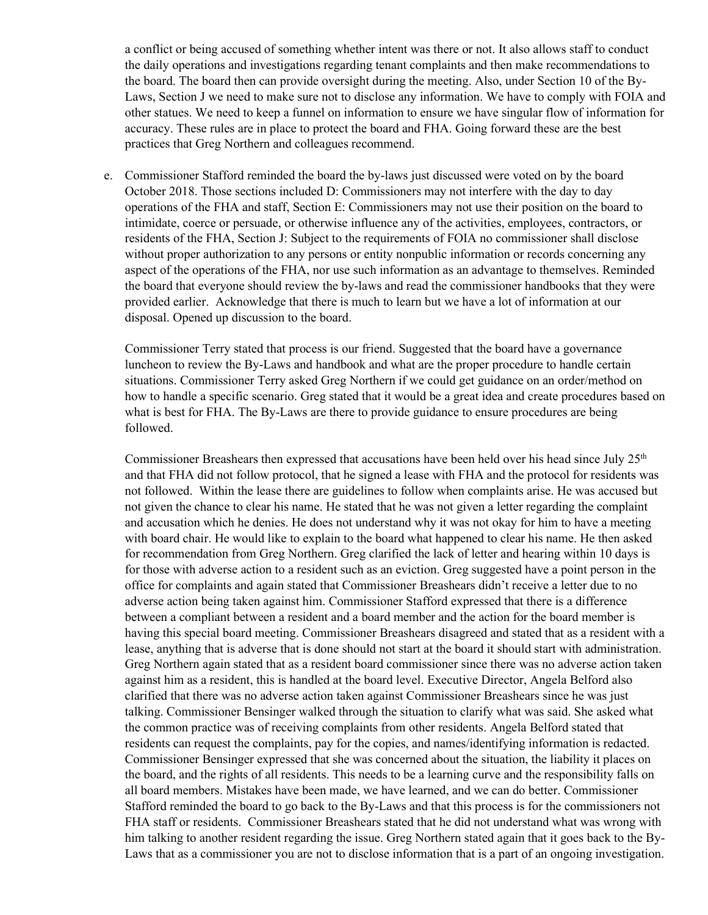a conflict or being accused of something whether intent was there or not. It also allows staff to conduct the daily operations and investigations regarding tenant complaints and then make recommendations to the board. The board then can provide oversight during the meeting. Also, under Section 10 of the By-Laws, Section J we need to make sure not to disclose any information. We have to comply with FOIA and other statues. We need to keep a funnel on information to ensure we have singular flow of information for accuracy. These rules are in place to protect the board and FHA. Going forward these are the best practices that Greg Northern and colleagues recommend.

e. Commissioner Stafford reminded the board the by-laws just discussed were voted on by the board October 2018. Those sections included D: Commissioners may not interfere with the day to day operations of the FHA and staff, Section E: Commissioners may not use their position on the board to intimidate, coerce or persuade, or otherwise influence any of the activities, employees, contractors, or residents of the FHA, Section J: Subject to the requirements of FOIA no commissioner shall disclose without proper authorization to any persons or entity nonpublic information or records concerning any aspect of the operations of the FHA, nor use such information as an advantage to themselves. Reminded the board that everyone should review the by-laws and read the commissioner handbooks that they were provided earlier. Acknowledge that there is much to learn but we have a lot of information at our disposal. Opened up discussion to the board.

   Commissioner Terry stated that process is our friend. Suggested that the board have a governance luncheon to review the By-Laws and handbook and what are the proper procedure to handle certain situations. Commissioner Terry asked Greg Northern if we could get guidance on an order/method on how to handle a specific scenario. Greg stated that it would be a great idea and create procedures based on what is best for FHA. The By-Laws are there to provide guidance to ensure procedures are being followed.

   Commissioner Breashears then expressed that accusations have been held over his head since July 25th and that FHA did not follow protocol, that he signed a lease with FHA and the protocol for residents was not followed. Within the lease there are guidelines to follow when complaints arise. He was accused but not given the chance to clear his name. He stated that he was not given a letter regarding the complaint and accusation which he denies. He does not understand why it was not okay for him to have a meeting with board chair. He would like to explain to the board what happened to clear his name. He then asked for recommendation from Greg Northern. Greg clarified the lack of letter and hearing within 10 days is for those with adverse action to a resident such as an eviction. Greg suggested have a point person in the office for complaints and again stated that Commissioner Breashears didn't receive a letter due to no adverse action being taken against him. Commissioner Stafford expressed that there is a difference between a compliant between a resident and a board member and the action for the board member is having this special board meeting. Commissioner Breashears disagreed and stated that as a resident with a lease, anything that is adverse that is done should not start at the board it should start with administration. Greg Northern again stated that as a resident board commissioner since there was no adverse action taken against him as a resident, this is handled at the board level. Executive Director, Angela Belford also clarified that there was no adverse action taken against Commissioner Breashears since he was just talking. Commissioner Bensinger walked through the situation to clarify what was said. She asked what the common practice was of receiving complaints from other residents. Angela Belford stated that residents can request the complaints, pay for the copies, and names/identifying information is redacted. Commissioner Bensinger expressed that she was concerned about the situation, the liability it places on the board, and the rights of all residents. This needs to be a learning curve and the responsibility falls on all board members. Mistakes have been made, we have learned, and we can do better. Commissioner Stafford reminded the board to go back to the By-Laws and that this process is for the commissioners not FHA staff or residents. Commissioner Breashears stated that he did not understand what was wrong with him talking to another resident regarding the issue. Greg Northern stated again that it goes back to the By-Laws that as a commissioner you are not to disclose information that is a part of an ongoing investigation.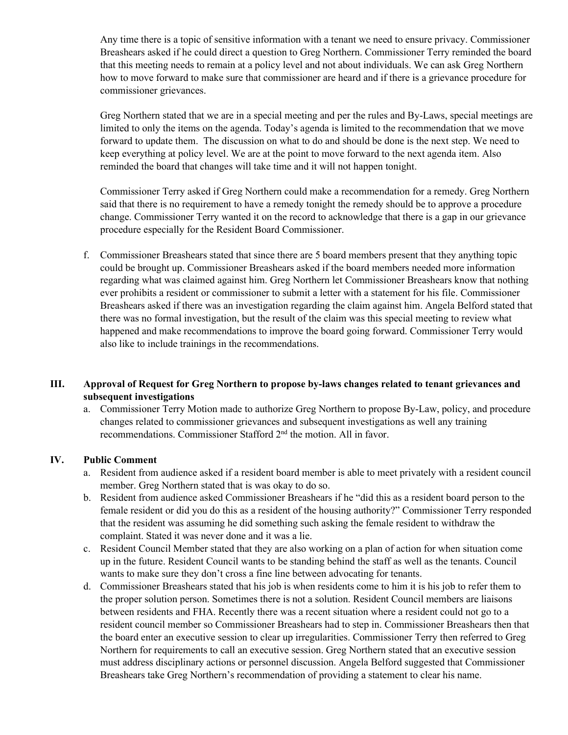Any time there is a topic of sensitive information with a tenant we need to ensure privacy. Commissioner Breashears asked if he could direct a question to Greg Northern. Commissioner Terry reminded the board that this meeting needs to remain at a policy level and not about individuals. We can ask Greg Northern how to move forward to make sure that commissioner are heard and if there is a grievance procedure for commissioner grievances.

Greg Northern stated that we are in a special meeting and per the rules and By-Laws, special meetings are limited to only the items on the agenda. Today's agenda is limited to the recommendation that we move forward to update them. The discussion on what to do and should be done is the next step. We need to keep everything at policy level. We are at the point to move forward to the next agenda item. Also reminded the board that changes will take time and it will not happen tonight.

Commissioner Terry asked if Greg Northern could make a recommendation for a remedy. Greg Northern said that there is no requirement to have a remedy tonight the remedy should be to approve a procedure change. Commissioner Terry wanted it on the record to acknowledge that there is a gap in our grievance procedure especially for the Resident Board Commissioner.

f. Commissioner Breashears stated that since there are 5 board members present that they anything topic could be brought up. Commissioner Breashears asked if the board members needed more information regarding what was claimed against him. Greg Northern let Commissioner Breashears know that nothing ever prohibits a resident or commissioner to submit a letter with a statement for his file. Commissioner Breashears asked if there was an investigation regarding the claim against him. Angela Belford stated that there was no formal investigation, but the result of the claim was this special meeting to review what happened and make recommendations to improve the board going forward. Commissioner Terry would also like to include trainings in the recommendations.

## III. Approval of Request for Greg Northern to propose by-laws changes related to tenant grievances and subsequent investigations

a. Commissioner Terry Motion made to authorize Greg Northern to propose By-Law, policy, and procedure changes related to commissioner grievances and subsequent investigations as well any training recommendations. Commissioner Stafford 2nd the motion. All in favor.

## IV. Public Comment

a. Resident from audience asked if a resident board member is able to meet privately with a resident council member. Greg Northern stated that is was okay to do so.
b. Resident from audience asked Commissioner Breashears if he "did this as a resident board person to the female resident or did you do this as a resident of the housing authority?" Commissioner Terry responded that the resident was assuming he did something such asking the female resident to withdraw the complaint. Stated it was never done and it was a lie.
c. Resident Council Member stated that they are also working on a plan of action for when situation come up in the future. Resident Council wants to be standing behind the staff as well as the tenants. Council wants to make sure they don't cross a fine line between advocating for tenants.
d. Commissioner Breashears stated that his job is when residents come to him it is his job to refer them to the proper solution person. Sometimes there is not a solution. Resident Council members are liaisons between residents and FHA. Recently there was a recent situation where a resident could not go to a resident council member so Commissioner Breashears had to step in. Commissioner Breashears then that the board enter an executive session to clear up irregularities. Commissioner Terry then referred to Greg Northern for requirements to call an executive session. Greg Northern stated that an executive session must address disciplinary actions or personnel discussion. Angela Belford suggested that Commissioner Breashears take Greg Northern's recommendation of providing a statement to clear his name.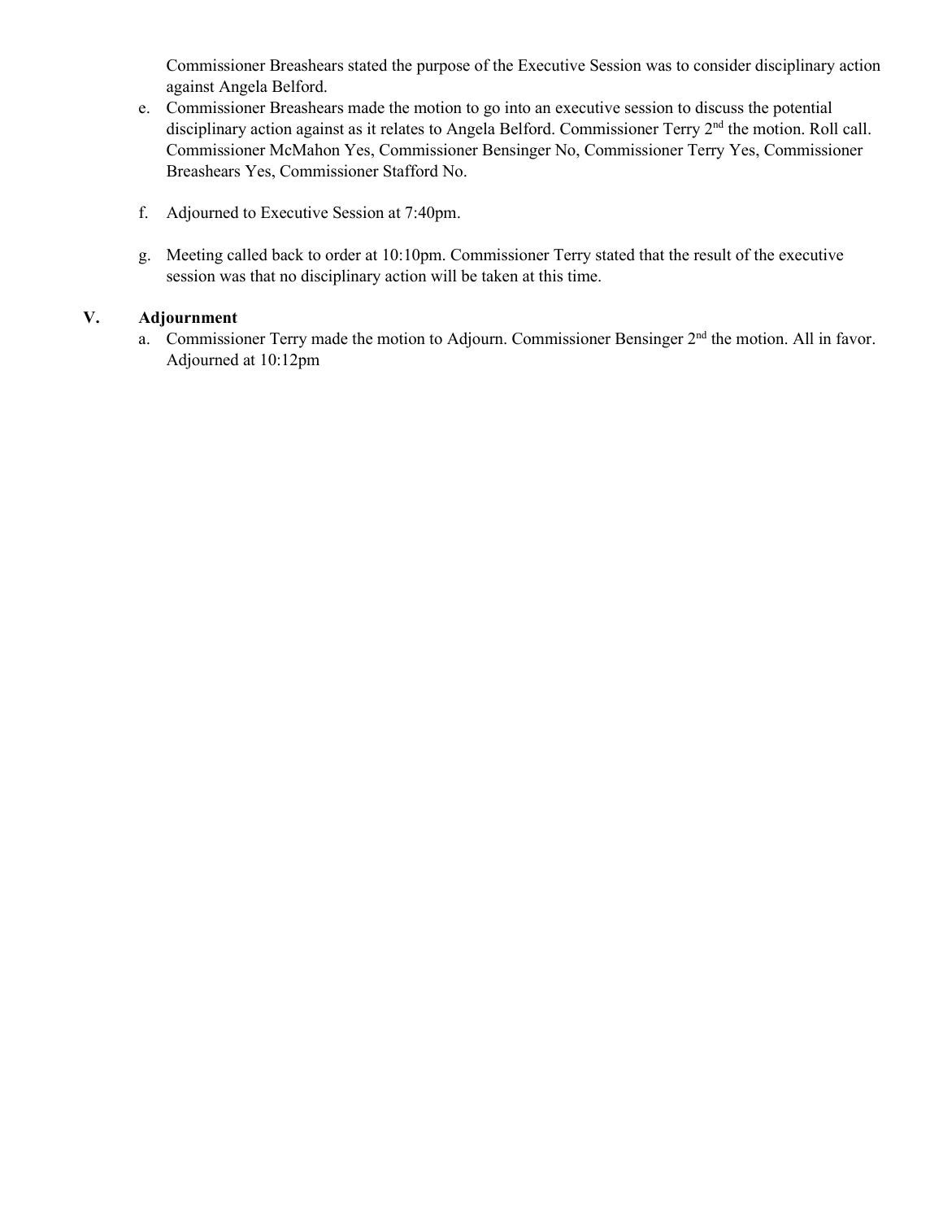Commissioner Breashears stated the purpose of the Executive Session was to consider disciplinary action against Angela Belford.

e. Commissioner Breashears made the motion to go into an executive session to discuss the potential disciplinary action against as it relates to Angela Belford. Commissioner Terry 2nd the motion. Roll call. Commissioner McMahon Yes, Commissioner Bensinger No, Commissioner Terry Yes, Commissioner Breashears Yes, Commissioner Stafford No.

f. Adjourned to Executive Session at 7:40pm.

g. Meeting called back to order at 10:10pm. Commissioner Terry stated that the result of the executive session was that no disciplinary action will be taken at this time.

## V. Adjournment

a. Commissioner Terry made the motion to Adjourn. Commissioner Bensinger 2nd the motion. All in favor. Adjourned at 10:12pm